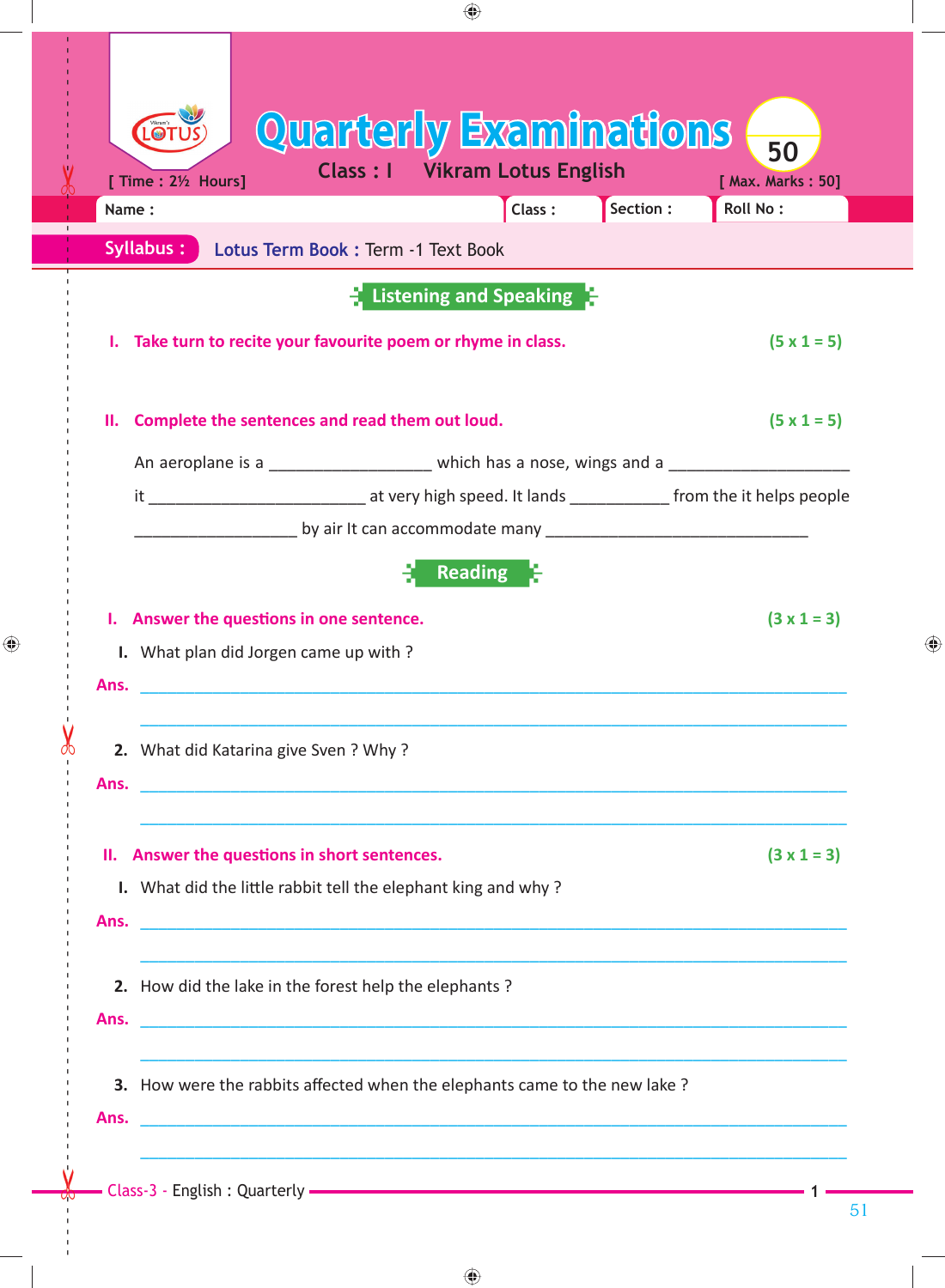# Quarterly Examinations

**Class : I** **Vikram Lotus English**

[ Time : 2½ Hours] [ Max. Marks : 50]

Name : Class : Section : Roll No :

**Syllabus :** Lotus Term Book : Term -1 Text Book

## Listening and Speaking

**I. Take turn to recite your favourite poem or rhyme in class.** (5 x 1 = 5)

**II. Complete the sentences and read them out loud.** (5 x 1 = 5)

An aeroplane is a __________________ which has a nose, wings and a ____________________ it ________________________ at very high speed. It lands ___________ from the it helps people __________________ by air It can accommodate many _____________________________

## Reading

**I. Answer the questions in one sentence.** (3 x 1 = 3)

I. What plan did Jorgen came up with ?

**Ans.** ________________________________________________________________________________

________________________________________________________________________________

2. What did Katarina give Sven ? Why ?

**Ans.** ________________________________________________________________________________

________________________________________________________________________________

**II. Answer the questions in short sentences.** (3 x 1 = 3)

I. What did the little rabbit tell the elephant king and why ?

**Ans.** ________________________________________________________________________________

________________________________________________________________________________

2. How did the lake in the forest help the elephants ?

**Ans.** ________________________________________________________________________________

________________________________________________________________________________

3. How were the rabbits affected when the elephants came to the new lake ?

**Ans.** ________________________________________________________________________________

________________________________________________________________________________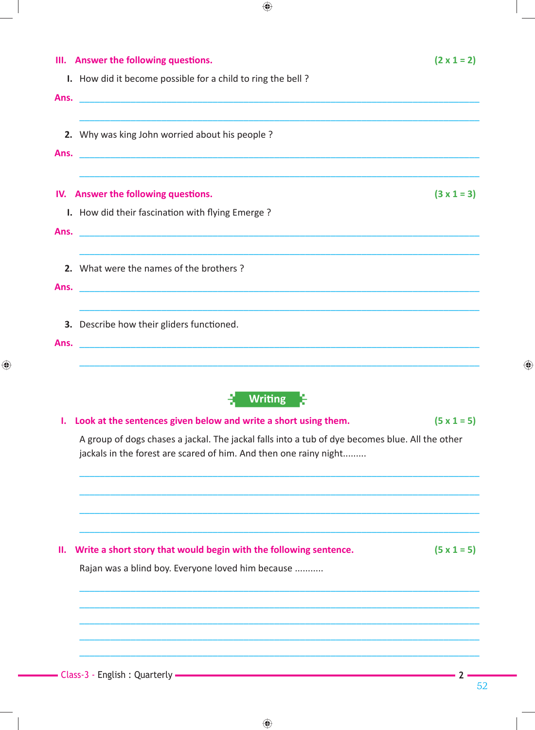**III. Answer the following questions.** **(2 x 1 = 2)**

I. How did it become possible for a child to ring the bell ?

**Ans.** ____________________________________________

____________________________________________

2. Why was king John worried about his people ?

**Ans.** ____________________________________________

____________________________________________

**IV. Answer the following questions.** **(3 x 1 = 3)**

I. How did their fascination with flying Emerge ?

**Ans.** ____________________________________________

____________________________________________

2. What were the names of the brothers ?

**Ans.** ____________________________________________

____________________________________________

3. Describe how their gliders functioned.

**Ans.** ____________________________________________

____________________________________________

## Writing

**I. Look at the sentences given below and write a short using them.** **(5 x 1 = 5)**

A group of dogs chases a jackal. The jackal falls into a tub of dye becomes blue. All the other jackals in the forest are scared of him. And then one rainy night.........

____________________________________________

____________________________________________

____________________________________________

____________________________________________

**II. Write a short story that would begin with the following sentence.** **(5 x 1 = 5)**

Rajan was a blind boy. Everyone loved him because ...........

____________________________________________

____________________________________________

____________________________________________

____________________________________________

____________________________________________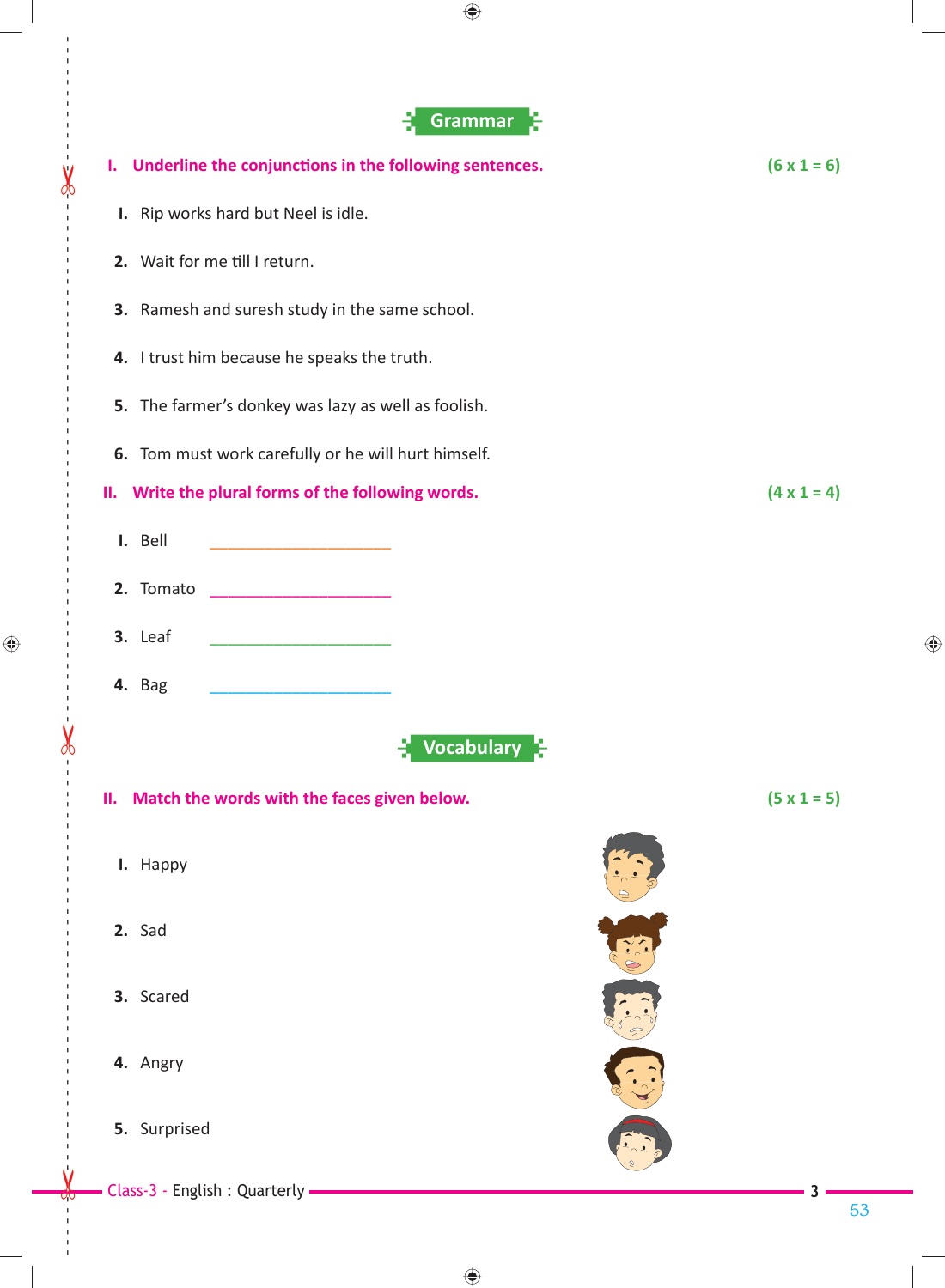## Grammar

**I. Underline the conjunctions in the following sentences.** **(6 x 1 = 6)**

1. Rip works hard but Neel is idle.
2. Wait for me till I return.
3. Ramesh and suresh study in the same school.
4. I trust him because he speaks the truth.
5. The farmer's donkey was lazy as well as foolish.
6. Tom must work carefully or he will hurt himself.

**II. Write the plural forms of the following words.** **(4 x 1 = 4)**

1. Bell ______________________
2. Tomato ______________________
3. Leaf ______________________
4. Bag ______________________

## Vocabulary

**II. Match the words with the faces given below.** **(5 x 1 = 5)**

1. Happy
2. Sad
3. Scared
4. Angry
5. Surprised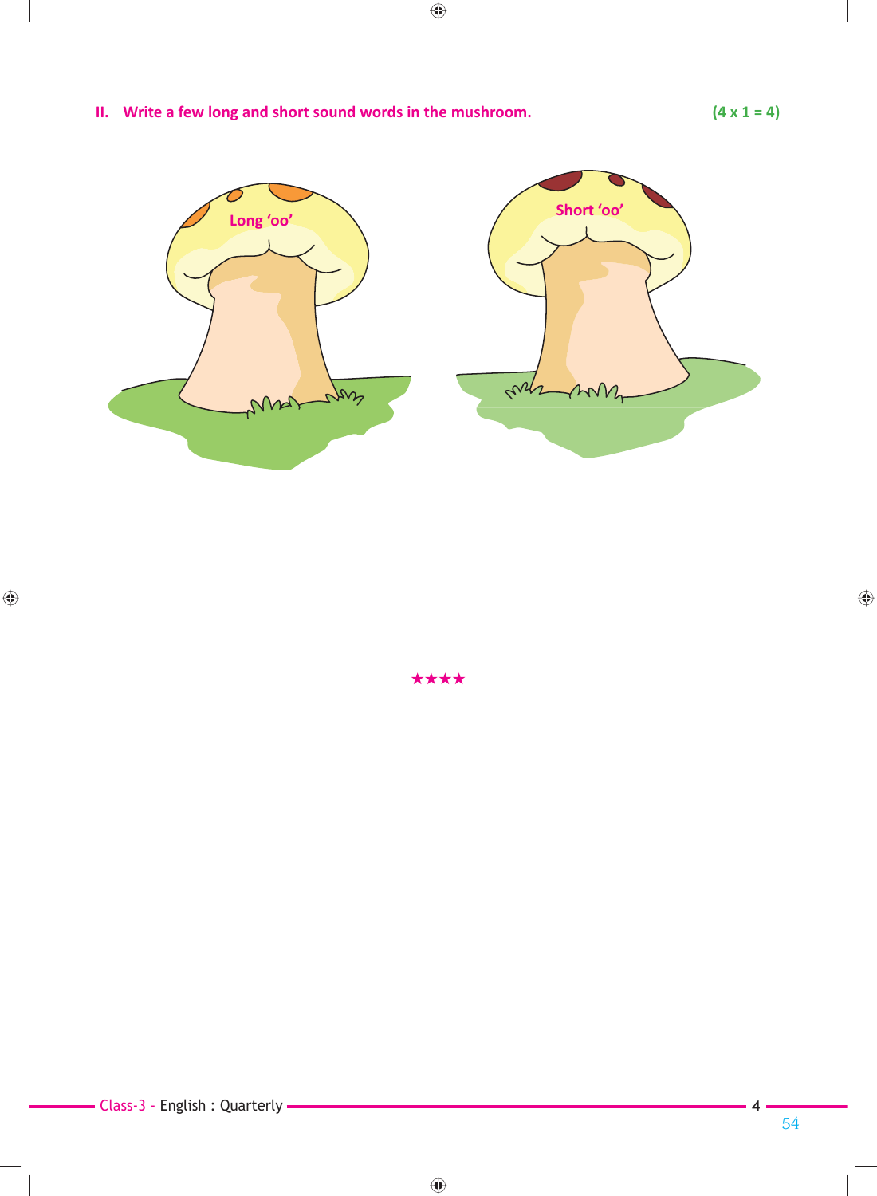**II. Write a few long and short sound words in the mushroom.** **(4 x 1 = 4)**

Long 'oo'

Short 'oo'

★★★★